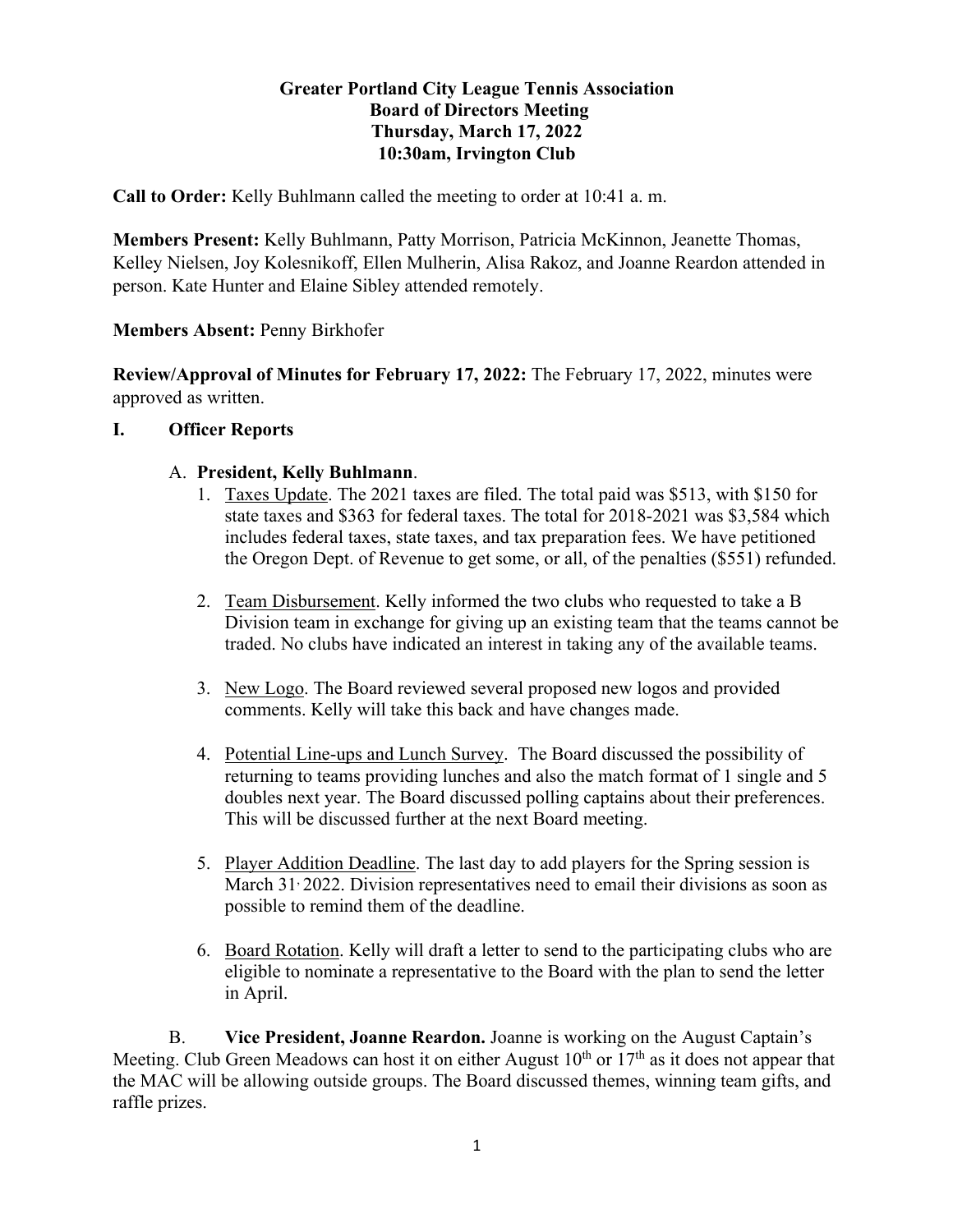**Greater Portland City League Tennis Association**
**Board of Directors Meeting**
**Thursday, March 17, 2022**
**10:30am, Irvington Club**

**Call to Order:** Kelly Buhlmann called the meeting to order at 10:41 a. m.

**Members Present:** Kelly Buhlmann, Patty Morrison, Patricia McKinnon, Jeanette Thomas, Kelley Nielsen, Joy Kolesnikoff, Ellen Mulherin, Alisa Rakoz, and Joanne Reardon attended in person. Kate Hunter and Elaine Sibley attended remotely.

**Members Absent:** Penny Birkhofer

**Review/Approval of Minutes for February 17, 2022:** The February 17, 2022, minutes were approved as written.

## I. Officer Reports

A. **President, Kelly Buhlmann**.

1. Taxes Update. The 2021 taxes are filed. The total paid was $513, with $150 for state taxes and $363 for federal taxes. The total for 2018-2021 was $3,584 which includes federal taxes, state taxes, and tax preparation fees. We have petitioned the Oregon Dept. of Revenue to get some, or all, of the penalties ($551) refunded.

2. Team Disbursement. Kelly informed the two clubs who requested to take a B Division team in exchange for giving up an existing team that the teams cannot be traded. No clubs have indicated an interest in taking any of the available teams.

3. New Logo. The Board reviewed several proposed new logos and provided comments. Kelly will take this back and have changes made.

4. Potential Line-ups and Lunch Survey. The Board discussed the possibility of returning to teams providing lunches and also the match format of 1 single and 5 doubles next year. The Board discussed polling captains about their preferences. This will be discussed further at the next Board meeting.

5. Player Addition Deadline. The last day to add players for the Spring session is March 31, 2022. Division representatives need to email their divisions as soon as possible to remind them of the deadline.

6. Board Rotation. Kelly will draft a letter to send to the participating clubs who are eligible to nominate a representative to the Board with the plan to send the letter in April.

B. **Vice President, Joanne Reardon.** Joanne is working on the August Captain's Meeting. Club Green Meadows can host it on either August 10th or 17th as it does not appear that the MAC will be allowing outside groups. The Board discussed themes, winning team gifts, and raffle prizes.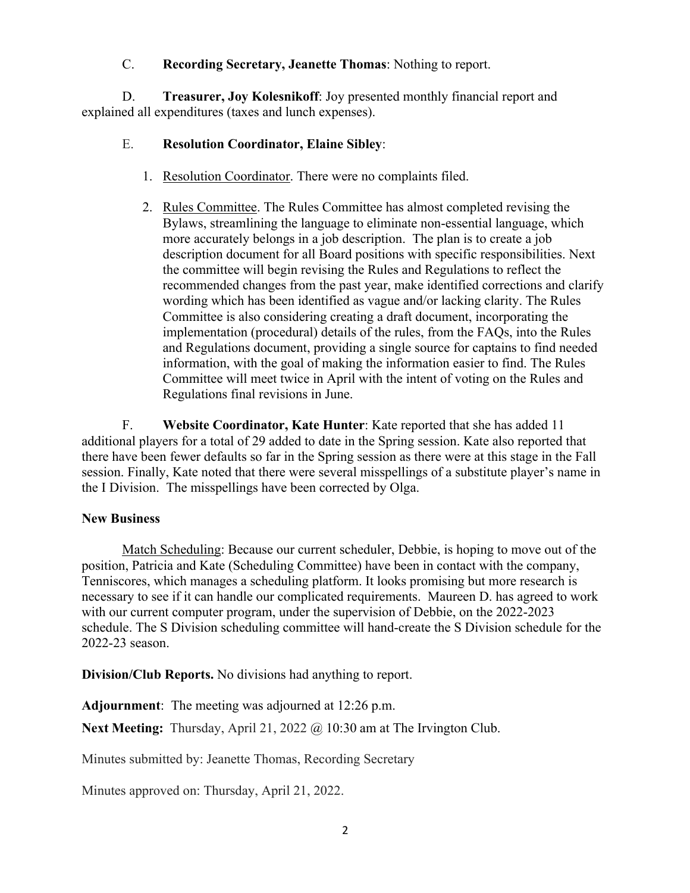C. **Recording Secretary, Jeanette Thomas**: Nothing to report.

D. **Treasurer, Joy Kolesnikoff**: Joy presented monthly financial report and explained all expenditures (taxes and lunch expenses).

E. **Resolution Coordinator, Elaine Sibley**:

1. Resolution Coordinator. There were no complaints filed.

2. Rules Committee. The Rules Committee has almost completed revising the Bylaws, streamlining the language to eliminate non-essential language, which more accurately belongs in a job description. The plan is to create a job description document for all Board positions with specific responsibilities. Next the committee will begin revising the Rules and Regulations to reflect the recommended changes from the past year, make identified corrections and clarify wording which has been identified as vague and/or lacking clarity. The Rules Committee is also considering creating a draft document, incorporating the implementation (procedural) details of the rules, from the FAQs, into the Rules and Regulations document, providing a single source for captains to find needed information, with the goal of making the information easier to find. The Rules Committee will meet twice in April with the intent of voting on the Rules and Regulations final revisions in June.

F. **Website Coordinator, Kate Hunter**: Kate reported that she has added 11 additional players for a total of 29 added to date in the Spring session. Kate also reported that there have been fewer defaults so far in the Spring session as there were at this stage in the Fall session. Finally, Kate noted that there were several misspellings of a substitute player's name in the I Division. The misspellings have been corrected by Olga.

**New Business**

Match Scheduling: Because our current scheduler, Debbie, is hoping to move out of the position, Patricia and Kate (Scheduling Committee) have been in contact with the company, Tenniscores, which manages a scheduling platform. It looks promising but more research is necessary to see if it can handle our complicated requirements. Maureen D. has agreed to work with our current computer program, under the supervision of Debbie, on the 2022-2023 schedule. The S Division scheduling committee will hand-create the S Division schedule for the 2022-23 season.

**Division/Club Reports.** No divisions had anything to report.

**Adjournment**: The meeting was adjourned at 12:26 p.m.

**Next Meeting:** Thursday, April 21, 2022 @ 10:30 am at The Irvington Club.

Minutes submitted by: Jeanette Thomas, Recording Secretary

Minutes approved on: Thursday, April 21, 2022.